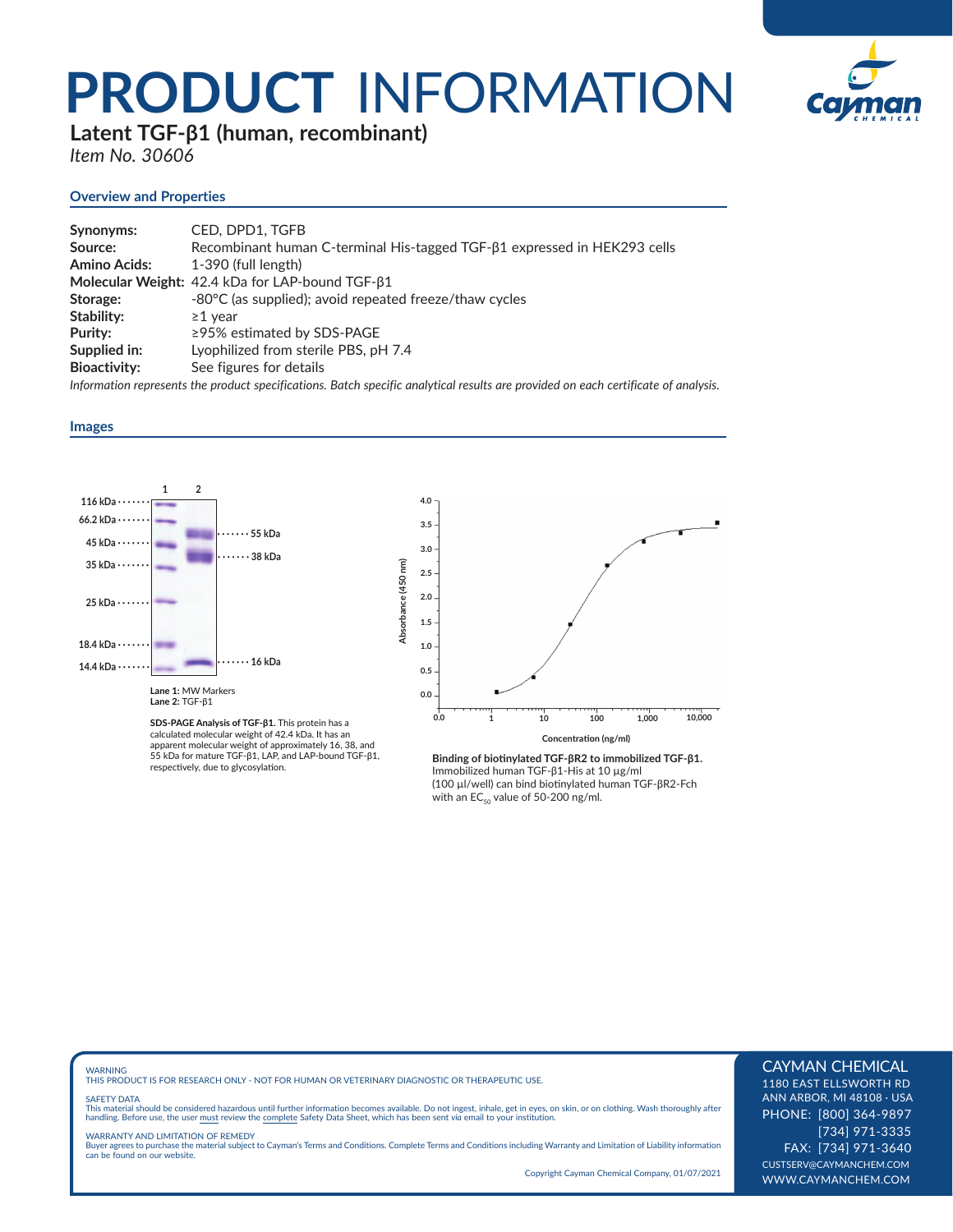# PRODUCT INFORMATION

## Latent TGF-β1 (human, recombinant)

*Item No. 30606*

### Overview and Properties

| | |
|---|---|
| **Synonyms:** | CED, DPD1, TGFB |
| **Source:** | Recombinant human C-terminal His-tagged TGF-β1 expressed in HEK293 cells |
| **Amino Acids:** | 1-390 (full length) |
| **Molecular Weight:** | 42.4 kDa for LAP-bound TGF-β1 |
| **Storage:** | -80°C (as supplied); avoid repeated freeze/thaw cycles |
| **Stability:** | ≥1 year |
| **Purity:** | ≥95% estimated by SDS-PAGE |
| **Supplied in:** | Lyophilized from sterile PBS, pH 7.4 |
| **Bioactivity:** | See figures for details |

*Information represents the product specifications. Batch specific analytical results are provided on each certificate of analysis.*

### Images

**Lane 1:** MW Markers
**Lane 2:** TGF-β1

**SDS-PAGE Analysis of TGF-β1.** This protein has a calculated molecular weight of 42.4 kDa. It has an apparent molecular weight of approximately 16, 38, and 55 kDa for mature TGF-β1, LAP, and LAP-bound TGF-β1, respectively, due to glycosylation.

**Binding of biotinylated TGF-βR2 to immobilized TGF-β1.** Immobilized human TGF-β1-His at 10 µg/ml (100 µl/well) can bind biotinylated human TGF-βR2-Fch with an $EC_{50}$ value of 50-200 ng/ml.

WARNING
THIS PRODUCT IS FOR RESEARCH ONLY - NOT FOR HUMAN OR VETERINARY DIAGNOSTIC OR THERAPEUTIC USE.

SAFETY DATA
This material should be considered hazardous until further information becomes available. Do not ingest, inhale, get in eyes, on skin, or on clothing. Wash thoroughly after handling. Before use, the user must review the complete Safety Data Sheet, which has been sent *via* email to your institution.

WARRANTY AND LIMITATION OF REMEDY
Buyer agrees to purchase the material subject to Cayman's Terms and Conditions. Complete Terms and Conditions including Warranty and Limitation of Liability information can be found on our website.

Copyright Cayman Chemical Company, 01/07/2021

CAYMAN CHEMICAL
1180 EAST ELLSWORTH RD
ANN ARBOR, MI 48108 · USA
PHONE: [800] 364-9897
[734] 971-3335
FAX: [734] 971-3640
CUSTSERV@CAYMANCHEM.COM
WWW.CAYMANCHEM.COM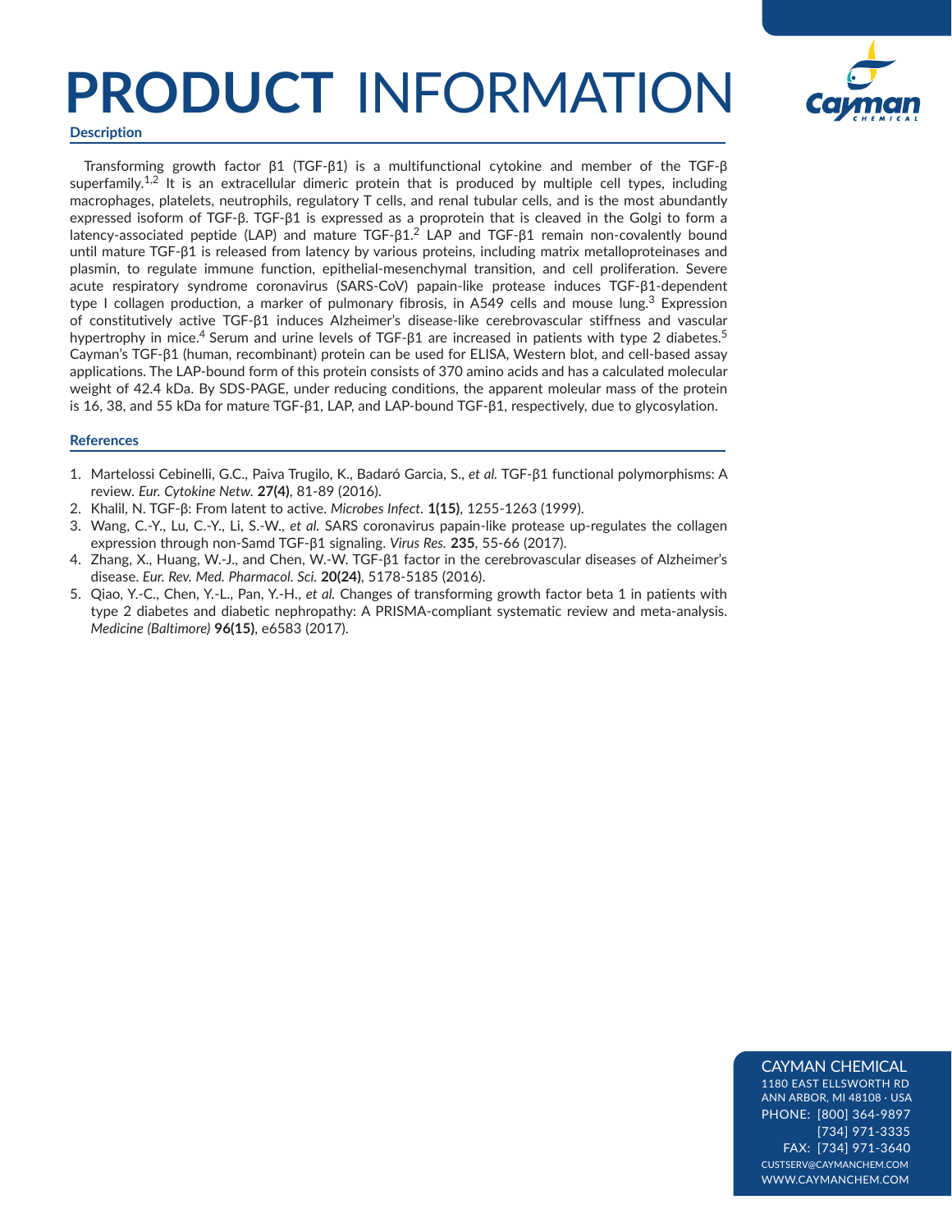# PRODUCT INFORMATION

## Description

Transforming growth factor β1 (TGF-β1) is a multifunctional cytokine and member of the TGF-β superfamily.[1,2] It is an extracellular dimeric protein that is produced by multiple cell types, including macrophages, platelets, neutrophils, regulatory T cells, and renal tubular cells, and is the most abundantly expressed isoform of TGF-β. TGF-β1 is expressed as a proprotein that is cleaved in the Golgi to form a latency-associated peptide (LAP) and mature TGF-β1.[2] LAP and TGF-β1 remain non-covalently bound until mature TGF-β1 is released from latency by various proteins, including matrix metalloproteinases and plasmin, to regulate immune function, epithelial-mesenchymal transition, and cell proliferation. Severe acute respiratory syndrome coronavirus (SARS-CoV) papain-like protease induces TGF-β1-dependent type I collagen production, a marker of pulmonary fibrosis, in A549 cells and mouse lung.[3] Expression of constitutively active TGF-β1 induces Alzheimer's disease-like cerebrovascular stiffness and vascular hypertrophy in mice.[4] Serum and urine levels of TGF-β1 are increased in patients with type 2 diabetes.[5] Cayman's TGF-β1 (human, recombinant) protein can be used for ELISA, Western blot, and cell-based assay applications. The LAP-bound form of this protein consists of 370 amino acids and has a calculated molecular weight of 42.4 kDa. By SDS-PAGE, under reducing conditions, the apparent moleular mass of the protein is 16, 38, and 55 kDa for mature TGF-β1, LAP, and LAP-bound TGF-β1, respectively, due to glycosylation.

## References

1. Martelossi Cebinelli, G.C., Paiva Trugilo, K., Badaró Garcia, S., *et al.* TGF-β1 functional polymorphisms: A review. *Eur. Cytokine Netw.* **27(4)**, 81-89 (2016).
2. Khalil, N. TGF-β: From latent to active. *Microbes Infect*. **1(15)**, 1255-1263 (1999).
3. Wang, C.-Y., Lu, C.-Y., Li, S.-W., *et al.* SARS coronavirus papain-like protease up-regulates the collagen expression through non-Samd TGF-β1 signaling. *Virus Res.* **235**, 55-66 (2017).
4. Zhang, X., Huang, W.-J., and Chen, W.-W. TGF-β1 factor in the cerebrovascular diseases of Alzheimer's disease. *Eur. Rev. Med. Pharmacol. Sci.* **20(24)**, 5178-5185 (2016).
5. Qiao, Y.-C., Chen, Y.-L., Pan, Y.-H., *et al.* Changes of transforming growth factor beta 1 in patients with type 2 diabetes and diabetic nephropathy: A PRISMA-compliant systematic review and meta-analysis. *Medicine (Baltimore)* **96(15)**, e6583 (2017).

CAYMAN CHEMICAL
1180 EAST ELLSWORTH RD
ANN ARBOR, MI 48108 · USA
PHONE: [800] 364-9897
[734] 971-3335
FAX: [734] 971-3640
CUSTSERV@CAYMANCHEM.COM
WWW.CAYMANCHEM.COM